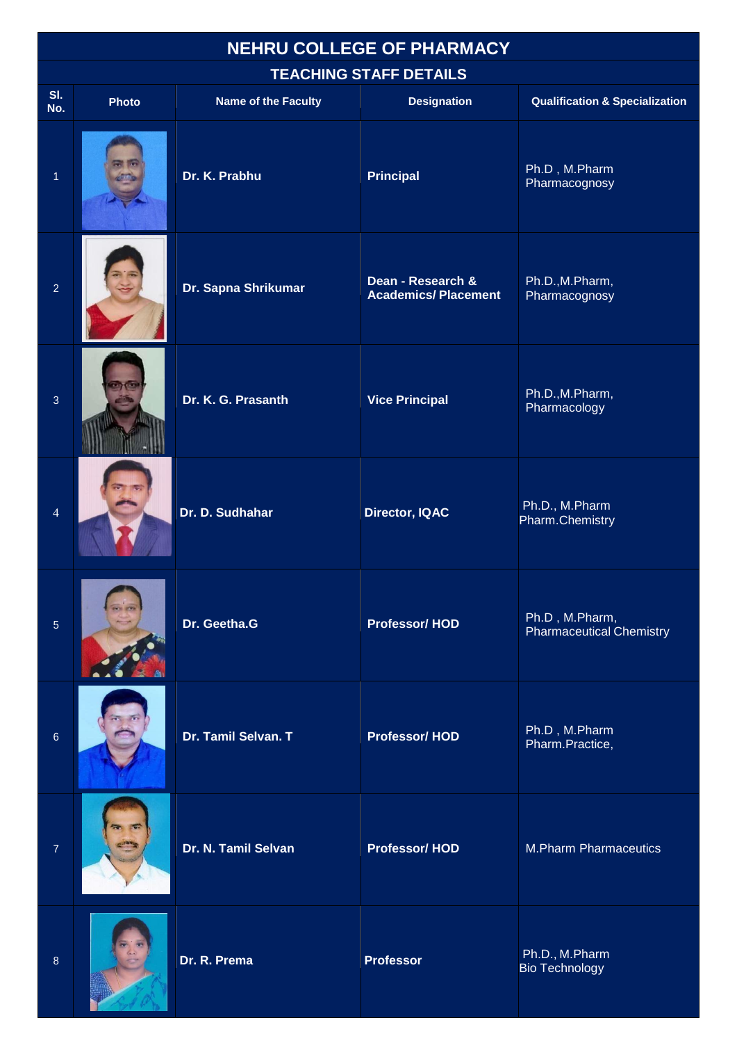# NEHRU COLLEGE OF PHARMACY

## TEACHING STAFF DETAILS

| Sl. No. | Photo | Name of the Faculty | Designation | Qualification & Specialization |
|---|---|---|---|---|
| 1 | | Dr. K. Prabhu | Principal | Ph.D , M.Pharm Pharmacognosy |
| 2 | | Dr. Sapna Shrikumar | Dean - Research & Academics/ Placement | Ph.D.,M.Pharm, Pharmacognosy |
| 3 | | Dr. K. G. Prasanth | Vice Principal | Ph.D.,M.Pharm, Pharmacology |
| 4 | | Dr. D. Sudhahar | Director, IQAC | Ph.D., M.Pharm Pharm.Chemistry |
| 5 | | Dr. Geetha.G | Professor/ HOD | Ph.D , M.Pharm, Pharmaceutical Chemistry |
| 6 | | Dr. Tamil Selvan. T | Professor/ HOD | Ph.D , M.Pharm Pharm.Practice, |
| 7 | | Dr. N. Tamil Selvan | Professor/ HOD | M.Pharm Pharmaceutics |
| 8 | | Dr. R. Prema | Professor | Ph.D., M.Pharm Bio Technology |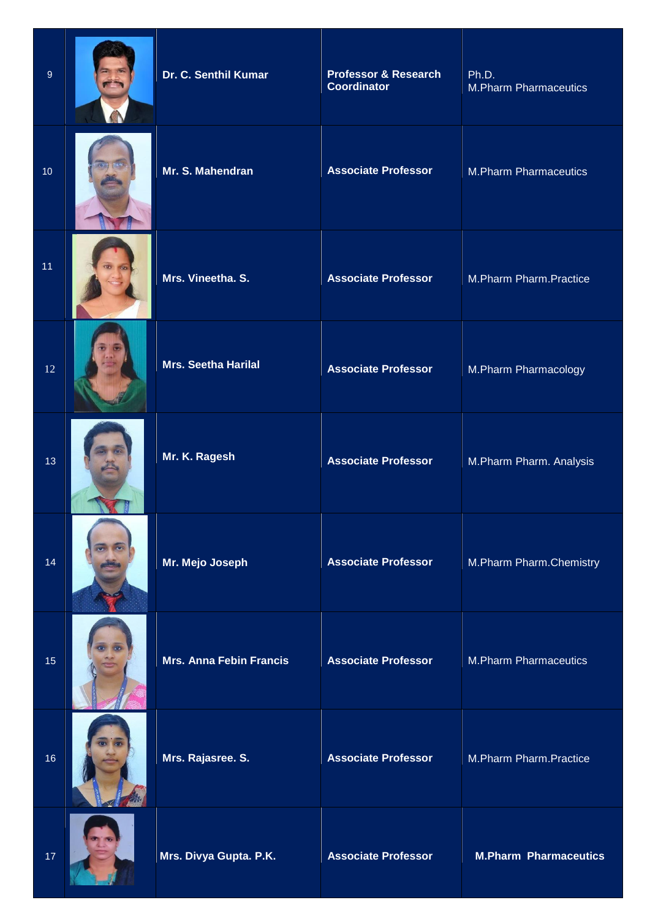| 9 | | Dr. C. Senthil Kumar | Professor & Research Coordinator | Ph.D.<br>M.Pharm Pharmaceutics |
|---|---|---|---|---|
| 10 | | Mr. S. Mahendran | Associate Professor | M.Pharm Pharmaceutics |
| 11 | | Mrs. Vineetha. S. | Associate Professor | M.Pharm Pharm.Practice |
| 12 | | Mrs. Seetha Harilal | Associate Professor | M.Pharm Pharmacology |
| 13 | | Mr. K. Ragesh | Associate Professor | M.Pharm Pharm. Analysis |
| 14 | | Mr. Mejo Joseph | Associate Professor | M.Pharm Pharm.Chemistry |
| 15 | | Mrs. Anna Febin Francis | Associate Professor | M.Pharm Pharmaceutics |
| 16 | | Mrs. Rajasree. S. | Associate Professor | M.Pharm Pharm.Practice |
| 17 | | Mrs. Divya Gupta. P.K. | Associate Professor | **M.Pharm Pharmaceutics** |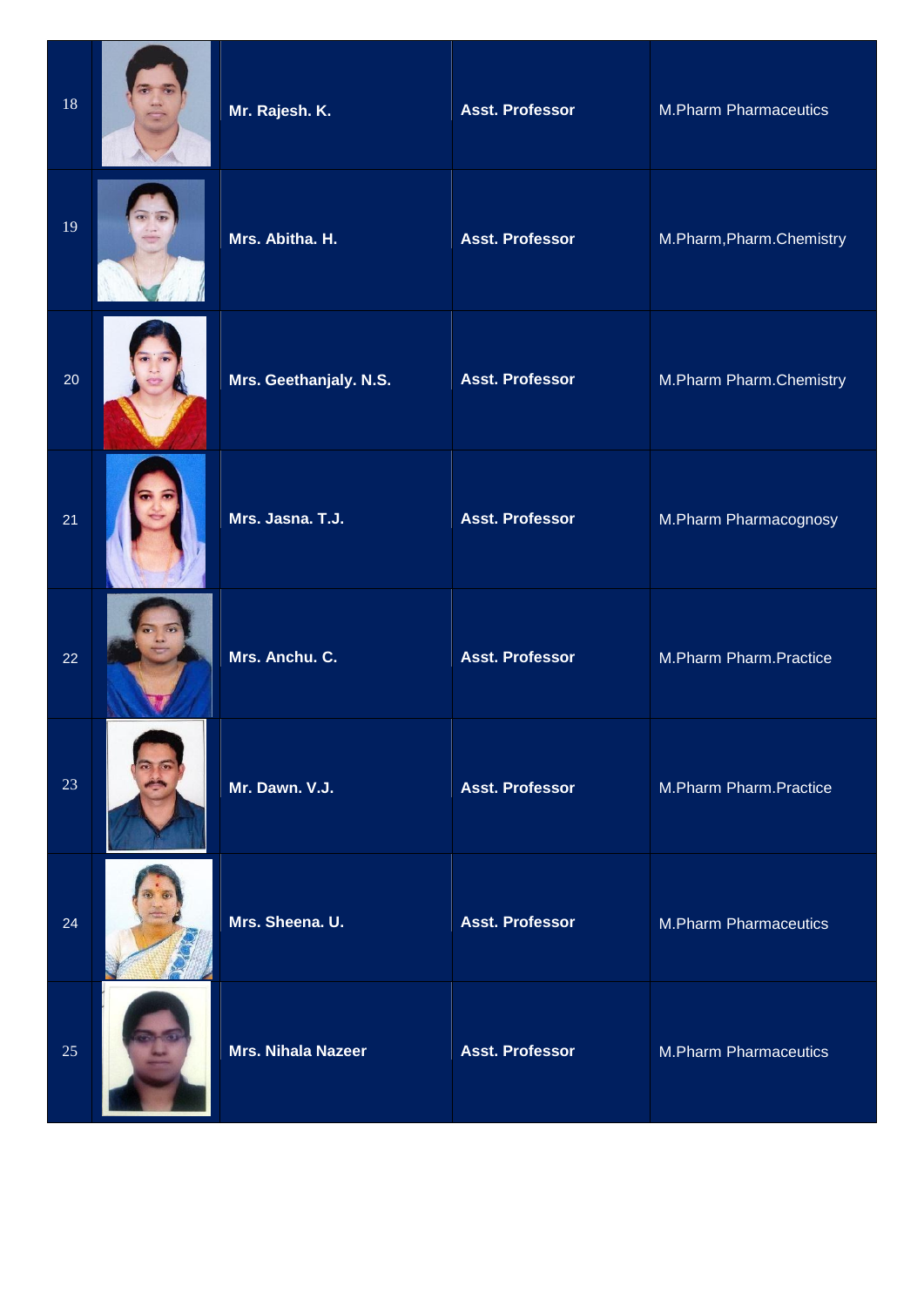| | | | | |
|---|---|---|---|---|
| 18 | | **Mr. Rajesh. K.** | **Asst. Professor** | M.Pharm Pharmaceutics |
| 19 | | **Mrs. Abitha. H.** | **Asst. Professor** | M.Pharm,Pharm.Chemistry |
| 20 | | **Mrs. Geethanjaly. N.S.** | **Asst. Professor** | M.Pharm Pharm.Chemistry |
| 21 | | **Mrs. Jasna. T.J.** | **Asst. Professor** | M.Pharm Pharmacognosy |
| 22 | | **Mrs. Anchu. C.** | **Asst. Professor** | M.Pharm Pharm.Practice |
| 23 | | **Mr. Dawn. V.J.** | **Asst. Professor** | M.Pharm Pharm.Practice |
| 24 | | **Mrs. Sheena. U.** | **Asst. Professor** | M.Pharm Pharmaceutics |
| 25 | | **Mrs. Nihala Nazeer** | **Asst. Professor** | M.Pharm Pharmaceutics |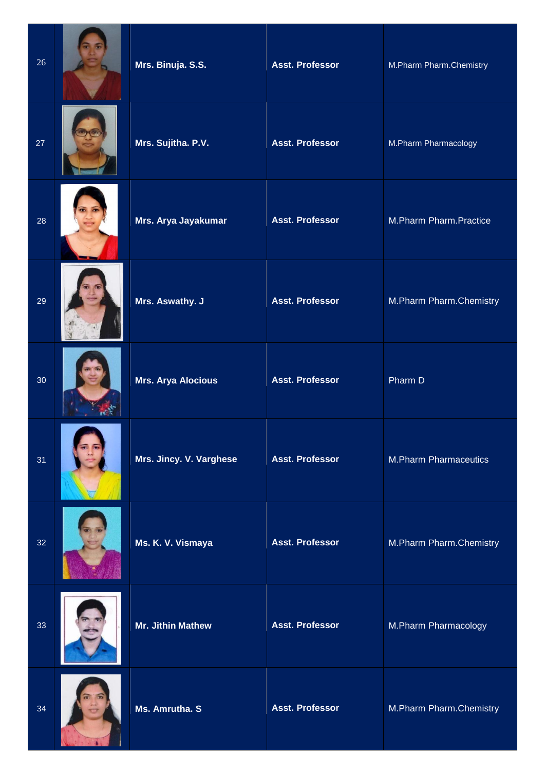| | | | | |
|---|---|---|---|---|
| 26 | | Mrs. Binuja. S.S. | Asst. Professor | M.Pharm Pharm.Chemistry |
| 27 | | Mrs. Sujitha. P.V. | Asst. Professor | M.Pharm Pharmacology |
| 28 | | Mrs. Arya Jayakumar | Asst. Professor | M.Pharm Pharm.Practice |
| 29 | | Mrs. Aswathy. J | Asst. Professor | M.Pharm Pharm.Chemistry |
| 30 | | Mrs. Arya Alocious | Asst. Professor | Pharm D |
| 31 | | Mrs. Jincy. V. Varghese | Asst. Professor | M.Pharm Pharmaceutics |
| 32 | | Ms. K. V. Vismaya | Asst. Professor | M.Pharm Pharm.Chemistry |
| 33 | | Mr. Jithin Mathew | Asst. Professor | M.Pharm Pharmacology |
| 34 | | Ms. Amrutha. S | Asst. Professor | M.Pharm Pharm.Chemistry |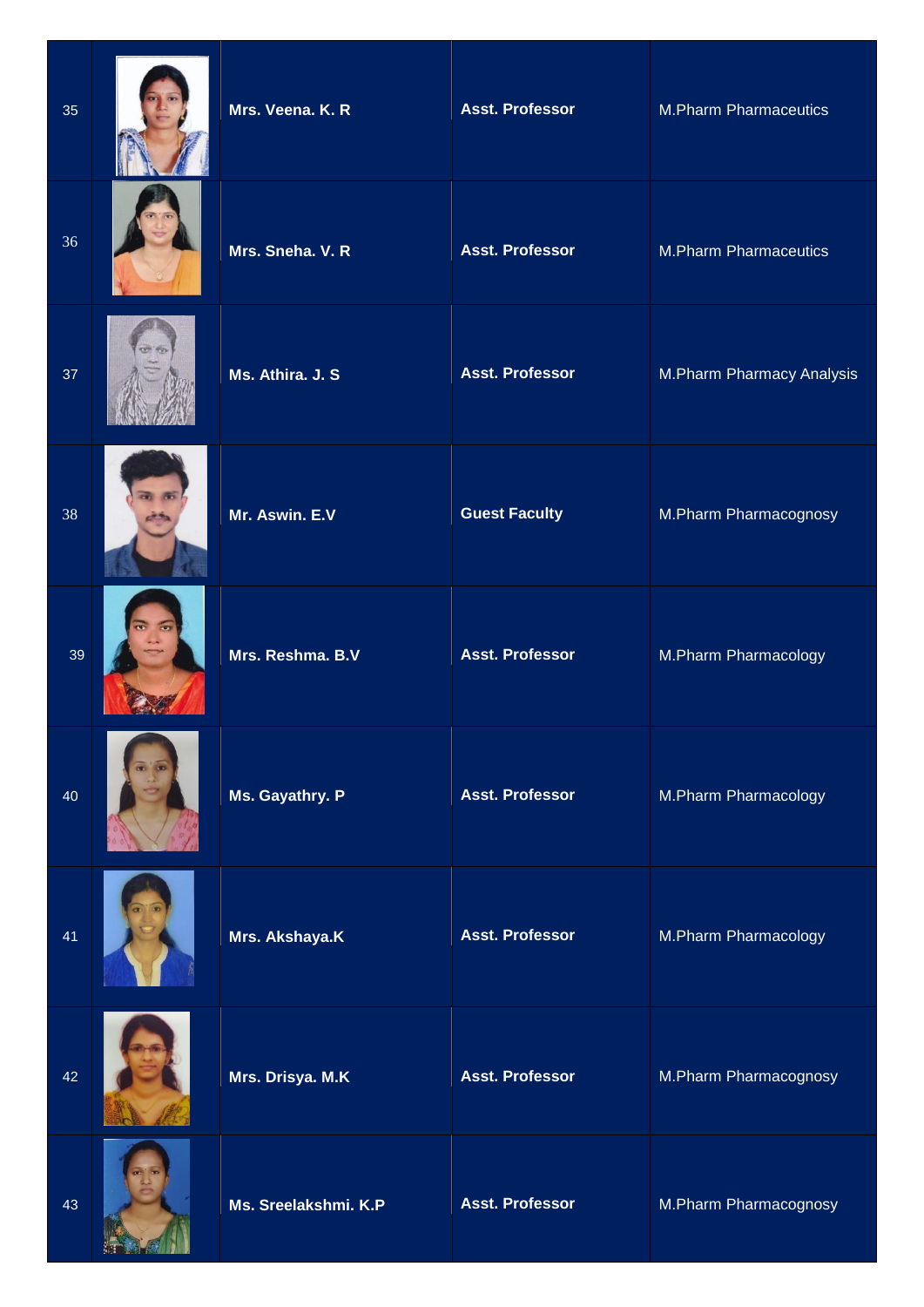| | | | | |
|---|---|---|---|---|
| 35 | | **Mrs. Veena. K. R** | **Asst. Professor** | M.Pharm Pharmaceutics |
| 36 | | **Mrs. Sneha. V. R** | **Asst. Professor** | M.Pharm Pharmaceutics |
| 37 | | **Ms. Athira. J. S** | **Asst. Professor** | M.Pharm Pharmacy Analysis |
| 38 | | **Mr. Aswin. E.V** | **Guest Faculty** | M.Pharm Pharmacognosy |
| 39 | | **Mrs. Reshma. B.V** | **Asst. Professor** | M.Pharm Pharmacology |
| 40 | | **Ms. Gayathry. P** | **Asst. Professor** | M.Pharm Pharmacology |
| 41 | | **Mrs. Akshaya.K** | **Asst. Professor** | M.Pharm Pharmacology |
| 42 | | **Mrs. Drisya. M.K** | **Asst. Professor** | M.Pharm Pharmacognosy |
| 43 | | **Ms. Sreelakshmi. K.P** | **Asst. Professor** | M.Pharm Pharmacognosy |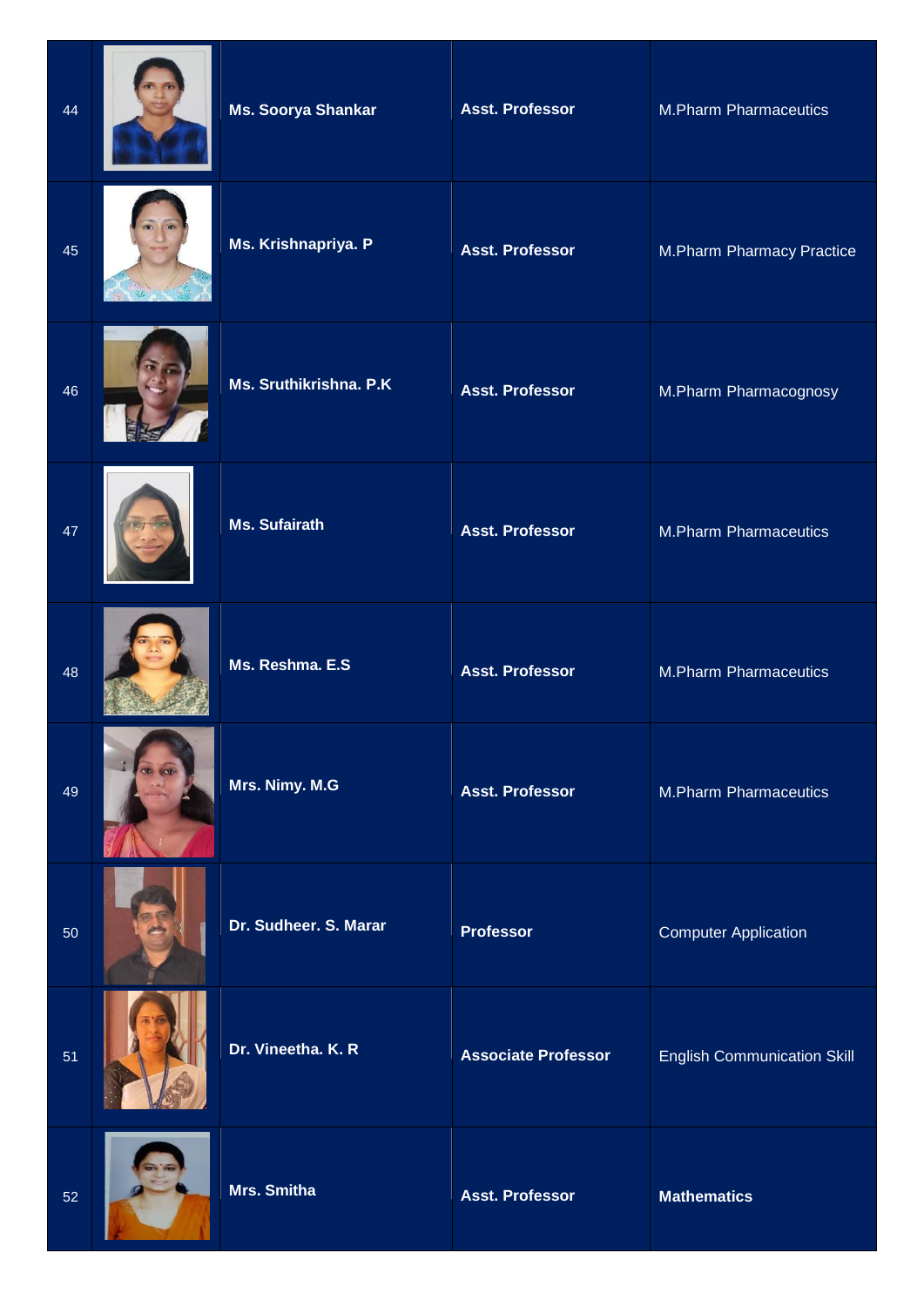| | | | | |
|---|---|---|---|---|
| 44 | | **Ms. Soorya Shankar** | **Asst. Professor** | M.Pharm Pharmaceutics |
| 45 | | **Ms. Krishnapriya. P** | **Asst. Professor** | M.Pharm Pharmacy Practice |
| 46 | | **Ms. Sruthikrishna. P.K** | **Asst. Professor** | M.Pharm Pharmacognosy |
| 47 | | **Ms. Sufairath** | **Asst. Professor** | M.Pharm Pharmaceutics |
| 48 | | **Ms. Reshma. E.S** | **Asst. Professor** | M.Pharm Pharmaceutics |
| 49 | | **Mrs. Nimy. M.G** | **Asst. Professor** | M.Pharm Pharmaceutics |
| 50 | | **Dr. Sudheer. S. Marar** | **Professor** | Computer Application |
| 51 | | **Dr. Vineetha. K. R** | **Associate Professor** | English Communication Skill |
| 52 | | **Mrs. Smitha** | **Asst. Professor** | **Mathematics** |